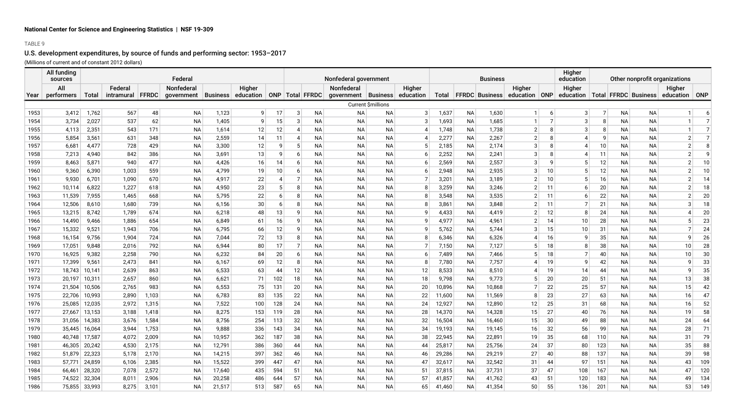National Center for Science and Engineering Statistics | NSF 19-309

TABLE 9

## U.S. development expenditures, by source of funds and performing sector: 1953–2017

(Millions of current and of constant 2012 dollars)

| | All funding sources | Federal | | | | | | | Nonfederal government | | | | | Business | | | | | Higher education | Other nonprofit organizations | | | | |
|---|---|---|---|---|---|---|---|---|---|---|---|---|---|---|---|---|---|---|---|---|---|---|---|---|
| Year | All performers | Total | Federal intramural | FFRDC | Nonfederal government | Business | Higher education | ONP | Total | FFRDC | Nonfederal government | Business | Higher education | Total | FFRDC | Business | Higher education | ONP | Higher education | Total | FFRDC | Business | Higher education | ONP |
| | | | | | | | | | | | | Current $millions | | | | | | | | | | | | |
| 1953 | 3,412 | 1,762 | 567 | 48 | NA | 1,123 | 9 | 17 | 3 | NA | NA | NA | 3 | 1,637 | NA | 1,630 | 1 | 6 | 3 | 7 | NA | NA | 1 | 6 |
| 1954 | 3,734 | 2,027 | 537 | 62 | NA | 1,405 | 9 | 15 | 3 | NA | NA | NA | 3 | 1,693 | NA | 1,685 | 1 | 7 | 3 | 8 | NA | NA | 1 | 7 |
| 1955 | 4,113 | 2,351 | 543 | 171 | NA | 1,614 | 12 | 12 | 4 | NA | NA | NA | 4 | 1,748 | NA | 1,738 | 2 | 8 | 3 | 8 | NA | NA | 1 | 7 |
| 1956 | 5,854 | 3,561 | 631 | 348 | NA | 2,559 | 14 | 11 | 4 | NA | NA | NA | 4 | 2,277 | NA | 2,267 | 2 | 8 | 4 | 9 | NA | NA | 2 | 7 |
| 1957 | 6,681 | 4,477 | 728 | 429 | NA | 3,300 | 12 | 9 | 5 | NA | NA | NA | 5 | 2,185 | NA | 2,174 | 3 | 8 | 4 | 10 | NA | NA | 2 | 8 |
| 1958 | 7,213 | 4,940 | 842 | 386 | NA | 3,691 | 13 | 9 | 6 | NA | NA | NA | 6 | 2,252 | NA | 2,241 | 3 | 8 | 4 | 11 | NA | NA | 2 | 9 |
| 1959 | 8,463 | 5,871 | 940 | 477 | NA | 4,426 | 16 | 14 | 6 | NA | NA | NA | 6 | 2,569 | NA | 2,557 | 3 | 9 | 5 | 12 | NA | NA | 2 | 10 |
| 1960 | 9,360 | 6,390 | 1,003 | 559 | NA | 4,799 | 19 | 10 | 6 | NA | NA | NA | 6 | 2,948 | NA | 2,935 | 3 | 10 | 5 | 12 | NA | NA | 2 | 10 |
| 1961 | 9,930 | 6,701 | 1,090 | 670 | NA | 4,917 | 22 | 4 | 7 | NA | NA | NA | 7 | 3,201 | NA | 3,189 | 2 | 10 | 5 | 16 | NA | NA | 2 | 14 |
| 1962 | 10,114 | 6,822 | 1,227 | 618 | NA | 4,950 | 23 | 5 | 8 | NA | NA | NA | 8 | 3,259 | NA | 3,246 | 2 | 11 | 6 | 20 | NA | NA | 2 | 18 |
| 1963 | 11,539 | 7,955 | 1,465 | 668 | NA | 5,795 | 22 | 6 | 8 | NA | NA | NA | 8 | 3,548 | NA | 3,535 | 2 | 11 | 6 | 22 | NA | NA | 2 | 20 |
| 1964 | 12,506 | 8,610 | 1,680 | 739 | NA | 6,156 | 30 | 6 | 8 | NA | NA | NA | 8 | 3,861 | NA | 3,848 | 2 | 11 | 7 | 21 | NA | NA | 3 | 18 |
| 1965 | 13,215 | 8,742 | 1,789 | 674 | NA | 6,218 | 48 | 13 | 9 | NA | NA | NA | 9 | 4,433 | NA | 4,419 | 2 | 12 | 8 | 24 | NA | NA | 4 | 20 |
| 1966 | 14,490 | 9,466 | 1,886 | 654 | NA | 6,849 | 61 | 16 | 9 | NA | NA | NA | 9 | 4,977 | NA | 4,961 | 2 | 14 | 10 | 28 | NA | NA | 5 | 23 |
| 1967 | 15,332 | 9,521 | 1,943 | 706 | NA | 6,795 | 66 | 12 | 9 | NA | NA | NA | 9 | 5,762 | NA | 5,744 | 3 | 15 | 10 | 31 | NA | NA | 7 | 24 |
| 1968 | 16,154 | 9,756 | 1,904 | 724 | NA | 7,044 | 72 | 13 | 8 | NA | NA | NA | 8 | 6,346 | NA | 6,326 | 4 | 16 | 9 | 35 | NA | NA | 9 | 26 |
| 1969 | 17,051 | 9,848 | 2,016 | 792 | NA | 6,944 | 80 | 17 | 7 | NA | NA | NA | 7 | 7,150 | NA | 7,127 | 5 | 18 | 8 | 38 | NA | NA | 10 | 28 |
| 1970 | 16,925 | 9,382 | 2,258 | 790 | NA | 6,232 | 84 | 20 | 6 | NA | NA | NA | 6 | 7,489 | NA | 7,466 | 5 | 18 | 7 | 40 | NA | NA | 10 | 30 |
| 1971 | 17,399 | 9,561 | 2,473 | 841 | NA | 6,167 | 69 | 12 | 8 | NA | NA | NA | 8 | 7,780 | NA | 7,757 | 4 | 19 | 9 | 42 | NA | NA | 9 | 33 |
| 1972 | 18,743 | 10,141 | 2,639 | 863 | NA | 6,533 | 63 | 44 | 12 | NA | NA | NA | 12 | 8,533 | NA | 8,510 | 4 | 19 | 14 | 44 | NA | NA | 9 | 35 |
| 1973 | 20,197 | 10,311 | 2,657 | 860 | NA | 6,621 | 71 | 102 | 18 | NA | NA | NA | 18 | 9,798 | NA | 9,773 | 5 | 20 | 20 | 51 | NA | NA | 13 | 38 |
| 1974 | 21,504 | 10,506 | 2,765 | 983 | NA | 6,553 | 75 | 131 | 20 | NA | NA | NA | 20 | 10,896 | NA | 10,868 | 7 | 22 | 25 | 57 | NA | NA | 15 | 42 |
| 1975 | 22,706 | 10,993 | 2,890 | 1,103 | NA | 6,783 | 83 | 135 | 22 | NA | NA | NA | 22 | 11,600 | NA | 11,569 | 8 | 23 | 27 | 63 | NA | NA | 16 | 47 |
| 1976 | 25,085 | 12,035 | 2,972 | 1,315 | NA | 7,522 | 100 | 128 | 24 | NA | NA | NA | 24 | 12,927 | NA | 12,890 | 12 | 25 | 31 | 68 | NA | NA | 16 | 52 |
| 1977 | 27,667 | 13,153 | 3,188 | 1,418 | NA | 8,275 | 153 | 119 | 28 | NA | NA | NA | 28 | 14,370 | NA | 14,328 | 15 | 27 | 40 | 76 | NA | NA | 19 | 58 |
| 1978 | 31,056 | 14,383 | 3,676 | 1,584 | NA | 8,756 | 254 | 113 | 32 | NA | NA | NA | 32 | 16,504 | NA | 16,460 | 15 | 30 | 49 | 88 | NA | NA | 24 | 64 |
| 1979 | 35,445 | 16,064 | 3,944 | 1,753 | NA | 9,888 | 336 | 143 | 34 | NA | NA | NA | 34 | 19,193 | NA | 19,145 | 16 | 32 | 56 | 99 | NA | NA | 28 | 71 |
| 1980 | 40,748 | 17,587 | 4,072 | 2,009 | NA | 10,957 | 362 | 187 | 38 | NA | NA | NA | 38 | 22,945 | NA | 22,891 | 19 | 35 | 68 | 110 | NA | NA | 31 | 79 |
| 1981 | 46,305 | 20,242 | 4,530 | 2,175 | NA | 12,791 | 386 | 360 | 44 | NA | NA | NA | 44 | 25,817 | NA | 25,756 | 24 | 37 | 80 | 123 | NA | NA | 35 | 88 |
| 1982 | 51,879 | 22,323 | 5,178 | 2,170 | NA | 14,215 | 397 | 362 | 46 | NA | NA | NA | 46 | 29,286 | NA | 29,219 | 27 | 40 | 88 | 137 | NA | NA | 39 | 98 |
| 1983 | 57,771 | 24,859 | 6,106 | 2,385 | NA | 15,522 | 399 | 447 | 47 | NA | NA | NA | 47 | 32,617 | NA | 32,542 | 31 | 44 | 97 | 151 | NA | NA | 43 | 109 |
| 1984 | 66,461 | 28,320 | 7,078 | 2,572 | NA | 17,640 | 435 | 594 | 51 | NA | NA | NA | 51 | 37,815 | NA | 37,731 | 37 | 47 | 108 | 167 | NA | NA | 47 | 120 |
| 1985 | 74,522 | 32,304 | 8,011 | 2,906 | NA | 20,258 | 486 | 644 | 57 | NA | NA | NA | 57 | 41,857 | NA | 41,762 | 43 | 51 | 120 | 183 | NA | NA | 49 | 134 |
| 1986 | 75,855 | 33,993 | 8,275 | 3,101 | NA | 21,517 | 513 | 587 | 65 | NA | NA | NA | 65 | 41,460 | NA | 41,354 | 50 | 55 | 136 | 201 | NA | NA | 53 | 149 |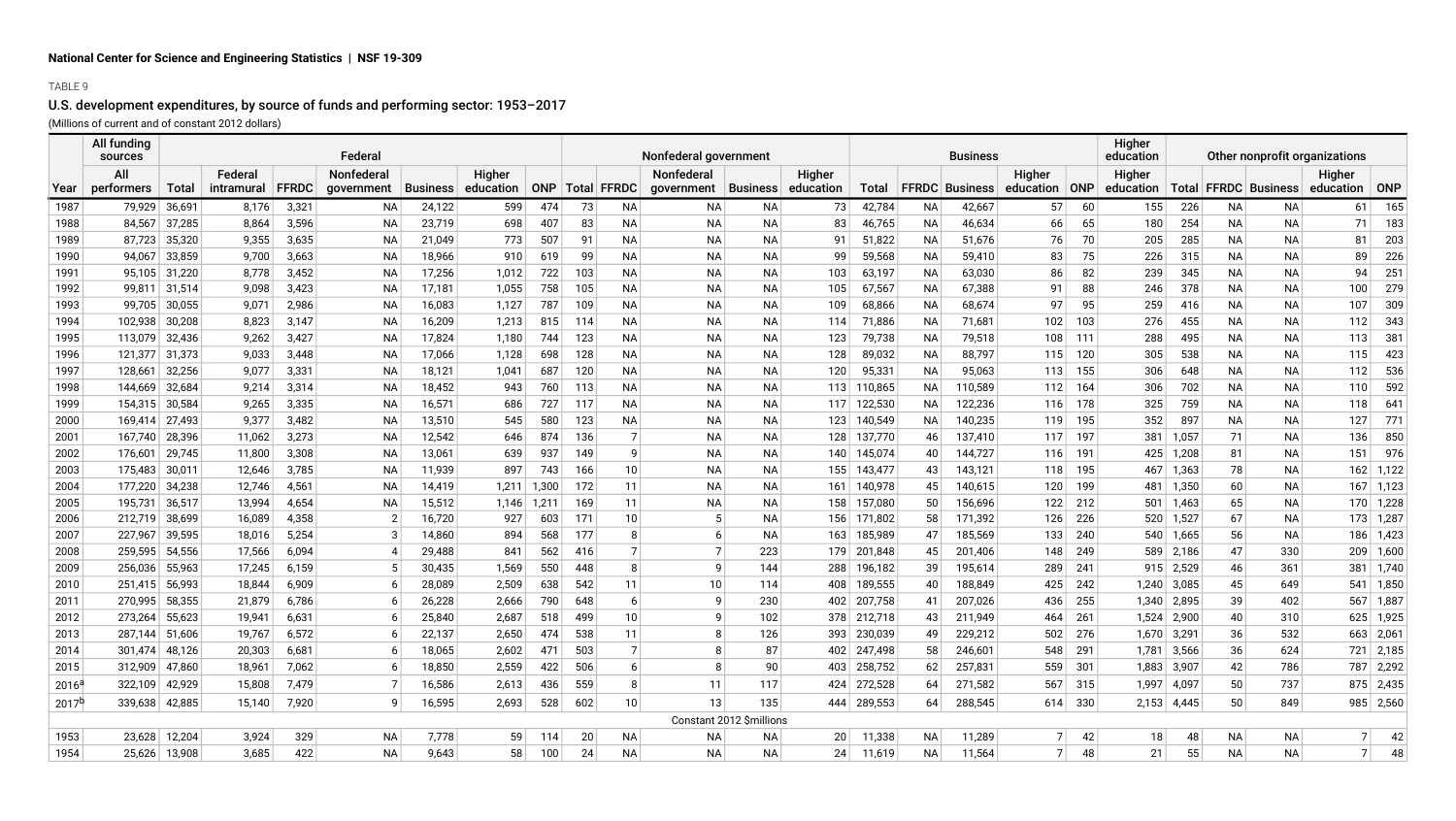National Center for Science and Engineering Statistics | NSF 19-309

TABLE 9

## U.S. development expenditures, by source of funds and performing sector: 1953–2017

(Millions of current and of constant 2012 dollars)

| | All funding sources | Federal | | | | | | | Nonfederal government | | | | | Business | | | | | Higher education | Other nonprofit organizations | | | | |
|---|---|---|---|---|---|---|---|---|---|---|---|---|---|---|---|---|---|---|---|---|---|---|---|---|
| Year | All performers | Total | Federal intramural | FFRDC | Nonfederal government | Business | Higher education | ONP | Total | FFRDC | Nonfederal government | Business | Higher education | Total | FFRDC | Business | Higher education | ONP | Higher education | Total | FFRDC | Business | Higher education | ONP |
| 1987 | 79,929 | 36,691 | 8,176 | 3,321 | NA | 24,122 | 599 | 474 | 73 | NA | NA | NA | 73 | 42,784 | NA | 42,667 | 57 | 60 | 155 | 226 | NA | NA | 61 | 165 |
| 1988 | 84,567 | 37,285 | 8,864 | 3,596 | NA | 23,719 | 698 | 407 | 83 | NA | NA | NA | 83 | 46,765 | NA | 46,634 | 66 | 65 | 180 | 254 | NA | NA | 71 | 183 |
| 1989 | 87,723 | 35,320 | 9,355 | 3,635 | NA | 21,049 | 773 | 507 | 91 | NA | NA | NA | 91 | 51,822 | NA | 51,676 | 76 | 70 | 205 | 285 | NA | NA | 81 | 203 |
| 1990 | 94,067 | 33,859 | 9,700 | 3,663 | NA | 18,959 | 910 | 619 | 99 | NA | NA | NA | 99 | 59,568 | NA | 59,410 | 83 | 75 | 226 | 315 | NA | NA | 89 | 226 |
| 1991 | 95,105 | 31,220 | 8,778 | 3,452 | NA | 17,256 | 1,012 | 722 | 103 | NA | NA | NA | 103 | 63,197 | NA | 63,030 | 86 | 82 | 239 | 345 | NA | NA | 94 | 251 |
| 1992 | 99,811 | 31,514 | 9,098 | 3,423 | NA | 17,181 | 1,055 | 758 | 105 | NA | NA | NA | 105 | 67,567 | NA | 67,388 | 91 | 88 | 246 | 378 | NA | NA | 100 | 279 |
| 1993 | 99,705 | 30,055 | 9,071 | 2,986 | NA | 16,083 | 1,127 | 787 | 109 | NA | NA | NA | 109 | 68,866 | NA | 68,674 | 97 | 95 | 259 | 416 | NA | NA | 107 | 309 |
| 1994 | 102,938 | 30,208 | 8,823 | 3,147 | NA | 16,209 | 1,213 | 815 | 114 | NA | NA | NA | 114 | 71,886 | NA | 71,681 | 102 | 103 | 276 | 455 | NA | NA | 112 | 343 |
| 1995 | 113,079 | 32,436 | 9,262 | 3,427 | NA | 17,824 | 1,180 | 744 | 123 | NA | NA | NA | 123 | 79,738 | NA | 79,518 | 108 | 111 | 288 | 495 | NA | NA | 113 | 381 |
| 1996 | 121,377 | 31,373 | 9,033 | 3,448 | NA | 17,066 | 1,128 | 698 | 128 | NA | NA | NA | 128 | 89,032 | NA | 88,797 | 115 | 120 | 305 | 538 | NA | NA | 115 | 423 |
| 1997 | 128,661 | 32,256 | 9,077 | 3,331 | NA | 18,121 | 1,041 | 687 | 120 | NA | NA | NA | 120 | 95,331 | NA | 95,063 | 113 | 155 | 306 | 648 | NA | NA | 112 | 536 |
| 1998 | 144,669 | 32,684 | 9,214 | 3,314 | NA | 18,452 | 943 | 760 | 113 | NA | NA | NA | 113 | 110,865 | NA | 110,589 | 112 | 164 | 306 | 702 | NA | NA | 110 | 592 |
| 1999 | 154,315 | 30,584 | 9,265 | 3,335 | NA | 16,571 | 686 | 727 | 117 | NA | NA | NA | 117 | 122,530 | NA | 122,236 | 116 | 178 | 325 | 759 | NA | NA | 118 | 641 |
| 2000 | 169,414 | 27,493 | 9,377 | 3,482 | NA | 13,510 | 545 | 580 | 123 | NA | NA | NA | 123 | 140,549 | NA | 140,235 | 119 | 195 | 352 | 897 | NA | NA | 127 | 771 |
| 2001 | 167,740 | 28,396 | 11,062 | 3,273 | NA | 12,542 | 646 | 874 | 136 | 7 | NA | NA | 128 | 137,770 | 46 | 137,410 | 117 | 197 | 381 | 1,057 | 71 | NA | 136 | 850 |
| 2002 | 176,601 | 29,745 | 11,800 | 3,308 | NA | 13,061 | 639 | 937 | 149 | 9 | NA | NA | 140 | 145,074 | 40 | 144,727 | 116 | 191 | 425 | 1,208 | 81 | NA | 151 | 976 |
| 2003 | 175,483 | 30,011 | 12,646 | 3,785 | NA | 11,939 | 897 | 743 | 166 | 10 | NA | NA | 155 | 143,477 | 43 | 143,121 | 118 | 195 | 467 | 1,363 | 78 | NA | 162 | 1,122 |
| 2004 | 177,220 | 34,238 | 12,746 | 4,561 | NA | 14,419 | 1,211 | 1,300 | 172 | 11 | NA | NA | 161 | 140,978 | 45 | 140,615 | 120 | 199 | 481 | 1,350 | 60 | NA | 167 | 1,123 |
| 2005 | 195,731 | 36,517 | 13,994 | 4,654 | NA | 15,512 | 1,146 | 1,211 | 169 | 11 | NA | NA | 158 | 157,080 | 50 | 156,696 | 122 | 212 | 501 | 1,463 | 65 | NA | 170 | 1,228 |
| 2006 | 212,719 | 38,699 | 16,089 | 4,358 | 2 | 16,720 | 927 | 603 | 171 | 10 | 5 | NA | 156 | 171,802 | 58 | 171,392 | 126 | 226 | 520 | 1,527 | 67 | NA | 173 | 1,287 |
| 2007 | 227,967 | 39,595 | 18,016 | 5,254 | 3 | 14,860 | 894 | 568 | 177 | 8 | 6 | NA | 163 | 185,989 | 47 | 185,569 | 133 | 240 | 540 | 1,665 | 56 | NA | 186 | 1,423 |
| 2008 | 259,595 | 54,556 | 17,566 | 6,094 | 4 | 29,488 | 841 | 562 | 416 | 7 | 7 | 223 | 179 | 201,848 | 45 | 201,406 | 148 | 249 | 589 | 2,186 | 47 | 330 | 209 | 1,600 |
| 2009 | 256,036 | 55,963 | 17,245 | 6,159 | 5 | 30,435 | 1,569 | 550 | 448 | 8 | 9 | 144 | 288 | 196,182 | 39 | 195,614 | 289 | 241 | 915 | 2,529 | 46 | 361 | 381 | 1,740 |
| 2010 | 251,415 | 56,993 | 18,844 | 6,909 | 6 | 28,089 | 2,509 | 638 | 542 | 11 | 10 | 114 | 408 | 189,555 | 40 | 188,849 | 425 | 242 | 1,240 | 3,085 | 45 | 649 | 541 | 1,850 |
| 2011 | 270,995 | 58,355 | 21,879 | 6,786 | 6 | 26,228 | 2,666 | 790 | 648 | 6 | 9 | 230 | 402 | 207,758 | 41 | 207,026 | 436 | 255 | 1,340 | 2,895 | 39 | 402 | 567 | 1,887 |
| 2012 | 273,264 | 55,623 | 19,941 | 6,631 | 6 | 25,840 | 2,687 | 518 | 499 | 10 | 9 | 102 | 378 | 212,718 | 43 | 211,949 | 464 | 261 | 1,524 | 2,900 | 40 | 310 | 625 | 1,925 |
| 2013 | 287,144 | 51,606 | 19,767 | 6,572 | 6 | 22,137 | 2,650 | 474 | 538 | 11 | 8 | 126 | 393 | 230,039 | 49 | 229,212 | 502 | 276 | 1,670 | 3,291 | 36 | 532 | 663 | 2,061 |
| 2014 | 301,474 | 48,126 | 20,303 | 6,681 | 6 | 18,065 | 2,602 | 471 | 503 | 7 | 8 | 87 | 402 | 247,498 | 58 | 246,601 | 548 | 291 | 1,781 | 3,566 | 36 | 624 | 721 | 2,185 |
| 2015 | 312,909 | 47,860 | 18,961 | 7,062 | 6 | 18,850 | 2,559 | 422 | 506 | 6 | 8 | 90 | 403 | 258,752 | 62 | 257,831 | 559 | 301 | 1,883 | 3,907 | 42 | 786 | 787 | 2,292 |
| 2016[a] | 322,109 | 42,929 | 15,808 | 7,479 | 7 | 16,586 | 2,613 | 436 | 559 | 8 | 11 | 117 | 424 | 272,528 | 64 | 271,582 | 567 | 315 | 1,997 | 4,097 | 50 | 737 | 875 | 2,435 |
| 2017[b] | 339,638 | 42,885 | 15,140 | 7,920 | 9 | 16,595 | 2,693 | 528 | 602 | 10 | 13 | 135 | 444 | 289,553 | 64 | 288,545 | 614 | 330 | 2,153 | 4,445 | 50 | 849 | 985 | 2,560 |
| | | | | | | | | | | | Constant 2012 $millions | | | | | | | | | | | | | |
| 1953 | 23,628 | 12,204 | 3,924 | 329 | NA | 7,778 | 59 | 114 | 20 | NA | NA | NA | 20 | 11,338 | NA | 11,289 | 7 | 42 | 18 | 48 | NA | NA | 7 | 42 |
| 1954 | 25,626 | 13,908 | 3,685 | 422 | NA | 9,643 | 58 | 100 | 24 | NA | NA | NA | 24 | 11,619 | NA | 11,564 | 7 | 48 | 21 | 55 | NA | NA | 7 | 48 |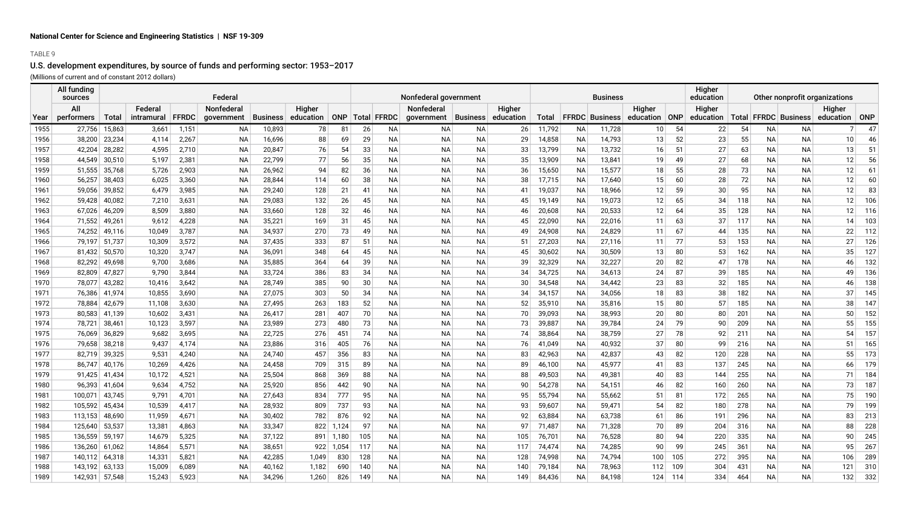National Center for Science and Engineering Statistics | NSF 19-309

TABLE 9

## U.S. development expenditures, by source of funds and performing sector: 1953–2017

(Millions of current and of constant 2012 dollars)

| | All funding sources | Federal | | | | | | | Nonfederal government | | | | | Business | | | | | Higher education | Other nonprofit organizations | | | | |
|---|---|---|---|---|---|---|---|---|---|---|---|---|---|---|---|---|---|---|---|---|---|---|---|---|
| Year | All performers | Total | Federal intramural | FFRDC | Nonfederal government | Business | Higher education | ONP | Total | FFRDC | Nonfederal government | Business | Higher education | Total | FFRDC | Business | Higher education | ONP | Higher education | Total | FFRDC | Business | Higher education | ONP |
| 1955 | 27,756 | 15,863 | 3,661 | 1,151 | NA | 10,893 | 78 | 81 | 26 | NA | NA | NA | 26 | 11,792 | NA | 11,728 | 10 | 54 | 22 | 54 | NA | NA | 7 | 47 |
| 1956 | 38,200 | 23,234 | 4,114 | 2,267 | NA | 16,696 | 88 | 69 | 29 | NA | NA | NA | 29 | 14,858 | NA | 14,793 | 13 | 52 | 23 | 55 | NA | NA | 10 | 46 |
| 1957 | 42,204 | 28,282 | 4,595 | 2,710 | NA | 20,847 | 76 | 54 | 33 | NA | NA | NA | 33 | 13,799 | NA | 13,732 | 16 | 51 | 27 | 63 | NA | NA | 13 | 51 |
| 1958 | 44,549 | 30,510 | 5,197 | 2,381 | NA | 22,799 | 77 | 56 | 35 | NA | NA | NA | 35 | 13,909 | NA | 13,841 | 19 | 49 | 27 | 68 | NA | NA | 12 | 56 |
| 1959 | 51,555 | 35,768 | 5,726 | 2,903 | NA | 26,962 | 94 | 82 | 36 | NA | NA | NA | 36 | 15,650 | NA | 15,577 | 18 | 55 | 28 | 73 | NA | NA | 12 | 61 |
| 1960 | 56,257 | 38,403 | 6,025 | 3,360 | NA | 28,844 | 114 | 60 | 38 | NA | NA | NA | 38 | 17,715 | NA | 17,640 | 15 | 60 | 28 | 72 | NA | NA | 12 | 60 |
| 1961 | 59,056 | 39,852 | 6,479 | 3,985 | NA | 29,240 | 128 | 21 | 41 | NA | NA | NA | 41 | 19,037 | NA | 18,966 | 12 | 59 | 30 | 95 | NA | NA | 12 | 83 |
| 1962 | 59,428 | 40,082 | 7,210 | 3,631 | NA | 29,083 | 132 | 26 | 45 | NA | NA | NA | 45 | 19,149 | NA | 19,073 | 12 | 65 | 34 | 118 | NA | NA | 12 | 106 |
| 1963 | 67,026 | 46,209 | 8,509 | 3,880 | NA | 33,660 | 128 | 32 | 46 | NA | NA | NA | 46 | 20,608 | NA | 20,533 | 12 | 64 | 35 | 128 | NA | NA | 12 | 116 |
| 1964 | 71,552 | 49,261 | 9,612 | 4,228 | NA | 35,221 | 169 | 31 | 45 | NA | NA | NA | 45 | 22,090 | NA | 22,016 | 11 | 63 | 37 | 117 | NA | NA | 14 | 103 |
| 1965 | 74,252 | 49,116 | 10,049 | 3,787 | NA | 34,937 | 270 | 73 | 49 | NA | NA | NA | 49 | 24,908 | NA | 24,829 | 11 | 67 | 44 | 135 | NA | NA | 22 | 112 |
| 1966 | 79,197 | 51,737 | 10,309 | 3,572 | NA | 37,435 | 333 | 87 | 51 | NA | NA | NA | 51 | 27,203 | NA | 27,116 | 11 | 77 | 53 | 153 | NA | NA | 27 | 126 |
| 1967 | 81,432 | 50,570 | 10,320 | 3,747 | NA | 36,091 | 348 | 64 | 45 | NA | NA | NA | 45 | 30,602 | NA | 30,509 | 13 | 80 | 53 | 162 | NA | NA | 35 | 127 |
| 1968 | 82,292 | 49,698 | 9,700 | 3,686 | NA | 35,885 | 364 | 64 | 39 | NA | NA | NA | 39 | 32,329 | NA | 32,227 | 20 | 82 | 47 | 178 | NA | NA | 46 | 132 |
| 1969 | 82,809 | 47,827 | 9,790 | 3,844 | NA | 33,724 | 386 | 83 | 34 | NA | NA | NA | 34 | 34,725 | NA | 34,613 | 24 | 87 | 39 | 185 | NA | NA | 49 | 136 |
| 1970 | 78,077 | 43,282 | 10,416 | 3,642 | NA | 28,749 | 385 | 90 | 30 | NA | NA | NA | 30 | 34,548 | NA | 34,442 | 23 | 83 | 32 | 185 | NA | NA | 46 | 138 |
| 1971 | 76,386 | 41,974 | 10,855 | 3,690 | NA | 27,075 | 303 | 50 | 34 | NA | NA | NA | 34 | 34,157 | NA | 34,056 | 18 | 83 | 38 | 182 | NA | NA | 37 | 145 |
| 1972 | 78,884 | 42,679 | 11,108 | 3,630 | NA | 27,495 | 263 | 183 | 52 | NA | NA | NA | 52 | 35,910 | NA | 35,816 | 15 | 80 | 57 | 185 | NA | NA | 38 | 147 |
| 1973 | 80,583 | 41,139 | 10,602 | 3,431 | NA | 26,417 | 281 | 407 | 70 | NA | NA | NA | 70 | 39,093 | NA | 38,993 | 20 | 80 | 80 | 201 | NA | NA | 50 | 152 |
| 1974 | 78,721 | 38,461 | 10,123 | 3,597 | NA | 23,989 | 273 | 480 | 73 | NA | NA | NA | 73 | 39,887 | NA | 39,784 | 24 | 79 | 90 | 209 | NA | NA | 55 | 155 |
| 1975 | 76,069 | 36,829 | 9,682 | 3,695 | NA | 22,725 | 276 | 451 | 74 | NA | NA | NA | 74 | 38,864 | NA | 38,759 | 27 | 78 | 92 | 211 | NA | NA | 54 | 157 |
| 1976 | 79,658 | 38,218 | 9,437 | 4,174 | NA | 23,886 | 316 | 405 | 76 | NA | NA | NA | 76 | 41,049 | NA | 40,932 | 37 | 80 | 99 | 216 | NA | NA | 51 | 165 |
| 1977 | 82,719 | 39,325 | 9,531 | 4,240 | NA | 24,740 | 457 | 356 | 83 | NA | NA | NA | 83 | 42,963 | NA | 42,837 | 43 | 82 | 120 | 228 | NA | NA | 55 | 173 |
| 1978 | 86,747 | 40,176 | 10,269 | 4,426 | NA | 24,458 | 709 | 315 | 89 | NA | NA | NA | 89 | 46,100 | NA | 45,977 | 41 | 83 | 137 | 245 | NA | NA | 66 | 179 |
| 1979 | 91,425 | 41,434 | 10,172 | 4,521 | NA | 25,504 | 868 | 369 | 88 | NA | NA | NA | 88 | 49,503 | NA | 49,381 | 40 | 83 | 144 | 255 | NA | NA | 71 | 184 |
| 1980 | 96,393 | 41,604 | 9,634 | 4,752 | NA | 25,920 | 856 | 442 | 90 | NA | NA | NA | 90 | 54,278 | NA | 54,151 | 46 | 82 | 160 | 260 | NA | NA | 73 | 187 |
| 1981 | 100,071 | 43,745 | 9,791 | 4,701 | NA | 27,643 | 834 | 777 | 95 | NA | NA | NA | 95 | 55,794 | NA | 55,662 | 51 | 81 | 172 | 265 | NA | NA | 75 | 190 |
| 1982 | 105,592 | 45,434 | 10,539 | 4,417 | NA | 28,932 | 809 | 737 | 93 | NA | NA | NA | 93 | 59,607 | NA | 59,471 | 54 | 82 | 180 | 278 | NA | NA | 79 | 199 |
| 1983 | 113,153 | 48,690 | 11,959 | 4,671 | NA | 30,402 | 782 | 876 | 92 | NA | NA | NA | 92 | 63,884 | NA | 63,738 | 61 | 86 | 191 | 296 | NA | NA | 83 | 213 |
| 1984 | 125,640 | 53,537 | 13,381 | 4,863 | NA | 33,347 | 822 | 1,124 | 97 | NA | NA | NA | 97 | 71,487 | NA | 71,328 | 70 | 89 | 204 | 316 | NA | NA | 88 | 228 |
| 1985 | 136,559 | 59,197 | 14,679 | 5,325 | NA | 37,122 | 891 | 1,180 | 105 | NA | NA | NA | 105 | 76,701 | NA | 76,528 | 80 | 94 | 220 | 335 | NA | NA | 90 | 245 |
| 1986 | 136,260 | 61,062 | 14,864 | 5,571 | NA | 38,651 | 922 | 1,054 | 117 | NA | NA | NA | 117 | 74,474 | NA | 74,285 | 90 | 99 | 245 | 361 | NA | NA | 95 | 267 |
| 1987 | 140,112 | 64,318 | 14,331 | 5,821 | NA | 42,285 | 1,049 | 830 | 128 | NA | NA | NA | 128 | 74,998 | NA | 74,794 | 100 | 105 | 272 | 395 | NA | NA | 106 | 289 |
| 1988 | 143,192 | 63,133 | 15,009 | 6,089 | NA | 40,162 | 1,182 | 690 | 140 | NA | NA | NA | 140 | 79,184 | NA | 78,963 | 112 | 109 | 304 | 431 | NA | NA | 121 | 310 |
| 1989 | 142,931 | 57,548 | 15,243 | 5,923 | NA | 34,296 | 1,260 | 826 | 149 | NA | NA | NA | 149 | 84,436 | NA | 84,198 | 124 | 114 | 334 | 464 | NA | NA | 132 | 332 |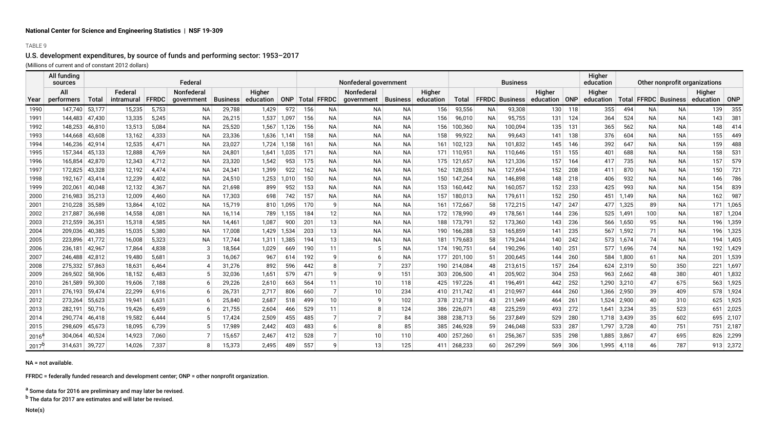National Center for Science and Engineering Statistics | NSF 19-309

TABLE 9

## U.S. development expenditures, by source of funds and performing sector: 1953–2017

(Millions of current and of constant 2012 dollars)

| | All funding sources | Federal | | | | | | | Nonfederal government | | | | | Business | | | | | Higher education | Other nonprofit organizations | | | | |
|---|---|---|---|---|---|---|---|---|---|---|---|---|---|---|---|---|---|---|---|---|---|---|---|---|
| Year | All performers | Total | Federal intramural | FFRDC | Nonfederal government | Business | Higher education | ONP | Total | FFRDC | Nonfederal government | Business | Higher education | Total | FFRDC | Business | Higher education | ONP | Higher education | Total | FFRDC | Business | Higher education | ONP |
| 1990 | 147,740 | 53,177 | 15,235 | 5,753 | NA | 29,788 | 1,429 | 972 | 156 | NA | NA | NA | 156 | 93,556 | NA | 93,308 | 130 | 118 | 355 | 494 | NA | NA | 139 | 355 |
| 1991 | 144,483 | 47,430 | 13,335 | 5,245 | NA | 26,215 | 1,537 | 1,097 | 156 | NA | NA | NA | 156 | 96,010 | NA | 95,755 | 131 | 124 | 364 | 524 | NA | NA | 143 | 381 |
| 1992 | 148,253 | 46,810 | 13,513 | 5,084 | NA | 25,520 | 1,567 | 1,126 | 156 | NA | NA | NA | 156 | 100,360 | NA | 100,094 | 135 | 131 | 365 | 562 | NA | NA | 148 | 414 |
| 1993 | 144,668 | 43,608 | 13,162 | 4,333 | NA | 23,336 | 1,636 | 1,141 | 158 | NA | NA | NA | 158 | 99,922 | NA | 99,643 | 141 | 138 | 376 | 604 | NA | NA | 155 | 449 |
| 1994 | 146,236 | 42,914 | 12,535 | 4,471 | NA | 23,027 | 1,724 | 1,158 | 161 | NA | NA | NA | 161 | 102,123 | NA | 101,832 | 145 | 146 | 392 | 647 | NA | NA | 159 | 488 |
| 1995 | 157,344 | 45,133 | 12,888 | 4,769 | NA | 24,801 | 1,641 | 1,035 | 171 | NA | NA | NA | 171 | 110,951 | NA | 110,646 | 151 | 155 | 401 | 688 | NA | NA | 158 | 531 |
| 1996 | 165,854 | 42,870 | 12,343 | 4,712 | NA | 23,320 | 1,542 | 953 | 175 | NA | NA | NA | 175 | 121,657 | NA | 121,336 | 157 | 164 | 417 | 735 | NA | NA | 157 | 579 |
| 1997 | 172,825 | 43,328 | 12,192 | 4,474 | NA | 24,341 | 1,399 | 922 | 162 | NA | NA | NA | 162 | 128,053 | NA | 127,694 | 152 | 208 | 411 | 870 | NA | NA | 150 | 721 |
| 1998 | 192,167 | 43,414 | 12,239 | 4,402 | NA | 24,510 | 1,253 | 1,010 | 150 | NA | NA | NA | 150 | 147,264 | NA | 146,898 | 148 | 218 | 406 | 932 | NA | NA | 146 | 786 |
| 1999 | 202,061 | 40,048 | 12,132 | 4,367 | NA | 21,698 | 899 | 952 | 153 | NA | NA | NA | 153 | 160,442 | NA | 160,057 | 152 | 233 | 425 | 993 | NA | NA | 154 | 839 |
| 2000 | 216,983 | 35,213 | 12,009 | 4,460 | NA | 17,303 | 698 | 742 | 157 | NA | NA | NA | 157 | 180,013 | NA | 179,611 | 152 | 250 | 451 | 1,149 | NA | NA | 162 | 987 |
| 2001 | 210,228 | 35,589 | 13,864 | 4,102 | NA | 15,719 | 810 | 1,095 | 170 | 9 | NA | NA | 161 | 172,667 | 58 | 172,215 | 147 | 247 | 477 | 1,325 | 89 | NA | 171 | 1,065 |
| 2002 | 217,887 | 36,698 | 14,558 | 4,081 | NA | 16,114 | 789 | 1,155 | 184 | 12 | NA | NA | 172 | 178,990 | 49 | 178,561 | 144 | 236 | 525 | 1,491 | 100 | NA | 187 | 1,204 |
| 2003 | 212,559 | 36,351 | 15,318 | 4,585 | NA | 14,461 | 1,087 | 900 | 201 | 13 | NA | NA | 188 | 173,791 | 52 | 173,360 | 143 | 236 | 566 | 1,650 | 95 | NA | 196 | 1,359 |
| 2004 | 209,036 | 40,385 | 15,035 | 5,380 | NA | 17,008 | 1,429 | 1,534 | 203 | 13 | NA | NA | 190 | 166,288 | 53 | 165,859 | 141 | 235 | 567 | 1,592 | 71 | NA | 196 | 1,325 |
| 2005 | 223,896 | 41,772 | 16,008 | 5,323 | NA | 17,744 | 1,311 | 1,385 | 194 | 13 | NA | NA | 181 | 179,683 | 58 | 179,244 | 140 | 242 | 573 | 1,674 | 74 | NA | 194 | 1,405 |
| 2006 | 236,181 | 42,967 | 17,864 | 4,838 | 3 | 18,564 | 1,029 | 669 | 190 | 11 | 5 | NA | 174 | 190,751 | 64 | 190,296 | 140 | 251 | 577 | 1,696 | 74 | NA | 192 | 1,429 |
| 2007 | 246,488 | 42,812 | 19,480 | 5,681 | 3 | 16,067 | 967 | 614 | 192 | 9 | 6 | NA | 177 | 201,100 | 51 | 200,645 | 144 | 260 | 584 | 1,800 | 61 | NA | 201 | 1,539 |
| 2008 | 275,332 | 57,863 | 18,631 | 6,464 | 4 | 31,276 | 892 | 596 | 442 | 8 | 7 | 237 | 190 | 214,084 | 48 | 213,615 | 157 | 264 | 624 | 2,319 | 50 | 350 | 221 | 1,697 |
| 2009 | 269,502 | 58,906 | 18,152 | 6,483 | 5 | 32,036 | 1,651 | 579 | 471 | 9 | 9 | 151 | 303 | 206,500 | 41 | 205,902 | 304 | 253 | 963 | 2,662 | 48 | 380 | 401 | 1,832 |
| 2010 | 261,589 | 59,300 | 19,606 | 7,188 | 6 | 29,226 | 2,610 | 663 | 564 | 11 | 10 | 118 | 425 | 197,226 | 41 | 196,491 | 442 | 252 | 1,290 | 3,210 | 47 | 675 | 563 | 1,925 |
| 2011 | 276,193 | 59,474 | 22,299 | 6,916 | 6 | 26,731 | 2,717 | 806 | 660 | 7 | 10 | 234 | 410 | 211,742 | 41 | 210,997 | 444 | 260 | 1,366 | 2,950 | 39 | 409 | 578 | 1,924 |
| 2012 | 273,264 | 55,623 | 19,941 | 6,631 | 6 | 25,840 | 2,687 | 518 | 499 | 10 | 9 | 102 | 378 | 212,718 | 43 | 211,949 | 464 | 261 | 1,524 | 2,900 | 40 | 310 | 625 | 1,925 |
| 2013 | 282,191 | 50,716 | 19,426 | 6,459 | 6 | 21,755 | 2,604 | 466 | 529 | 11 | 8 | 124 | 386 | 226,071 | 48 | 225,259 | 493 | 272 | 1,641 | 3,234 | 35 | 523 | 651 | 2,025 |
| 2014 | 290,774 | 46,418 | 19,582 | 6,444 | 5 | 17,424 | 2,509 | 455 | 485 | 7 | 7 | 84 | 388 | 238,713 | 56 | 237,849 | 529 | 280 | 1,718 | 3,439 | 35 | 602 | 695 | 2,107 |
| 2015 | 298,609 | 45,673 | 18,095 | 6,739 | 5 | 17,989 | 2,442 | 403 | 483 | 6 | 8 | 85 | 385 | 246,928 | 59 | 246,048 | 533 | 287 | 1,797 | 3,728 | 40 | 751 | 751 | 2,187 |
| 2016[a] | 304,064 | 40,524 | 14,923 | 7,060 | 7 | 15,657 | 2,467 | 412 | 528 | 7 | 10 | 110 | 400 | 257,260 | 61 | 256,367 | 535 | 298 | 1,885 | 3,867 | 47 | 695 | 826 | 2,299 |
| 2017[b] | 314,631 | 39,727 | 14,026 | 7,337 | 8 | 15,373 | 2,495 | 489 | 557 | 9 | 13 | 125 | 411 | 268,233 | 60 | 267,299 | 569 | 306 | 1,995 | 4,118 | 46 | 787 | 913 | 2,372 |

NA = not available.

FFRDC = federally funded research and development center; ONP = other nonprofit organization.

[a] Some data for 2016 are preliminary and may later be revised.

[b] The data for 2017 are estimates and will later be revised.

Note(s)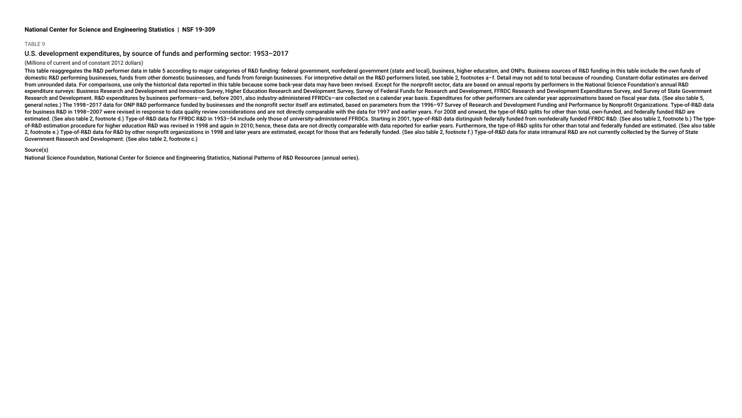TABLE 9

## U.S. development expenditures, by source of funds and performing sector: 1953–2017

(Millions of current and of constant 2012 dollars)

This table reaggregates the R&D performer data in table 5 according to major categories of R&D funding: federal government, nonfederal government (state and local), business, higher education, and ONPs. Business sources of R&D funding in this table include the own funds of domestic R&D performing businesses, funds from other domestic businesses, and funds from foreign businesses. For interpretive detail on the R&D performers listed, see table 2, footnotes a–f. Detail may not add to total because of rounding. Constant-dollar estimates are derived from unrounded data. For comparisons, use only the historical data reported in this table because some back-year data may have been revised. Except for the nonprofit sector, data are based on annual reports by performers in the National Science Foundation's annual R&D expenditure surveys: Business Research and Development and Innovation Survey, Higher Education Research and Development Survey, Survey of Federal Funds for Research and Development, FFRDC Research and Development Expenditures Survey, and Survey of State Government Research and Development. R&D expenditures by business performers—and, before 2001, also industry-administered FFRDCs—are collected on a calendar year basis. Expenditures for other performers are calendar year approximations based on fiscal year data. (See also table 5, general notes.) The 1998–2017 data for ONP R&D performance funded by businesses and the nonprofit sector itself are estimated, based on parameters from the 1996–97 Survey of Research and Development Funding and Performance by Nonprofit Organizations. Type-of-R&D data for business R&D in 1998–2007 were revised in response to data quality review considerations and are not directly comparable with the data for 1997 and earlier years. For 2008 and onward, the type-of-R&D splits for other than total, own-funded, and federally funded R&D are estimated. (See also table 2, footnote d.) Type-of-R&D data for FFRDC R&D in 1953–54 include only those of university-administered FFRDCs. Starting in 2001, type-of-R&D data distinguish federally funded from nonfederally funded FFRDC R&D. (See also table 2, footnote b.) The type-of-R&D estimation procedure for higher education R&D was revised in 1998 and again in 2010; hence, these data are not directly comparable with data reported for earlier years. Furthermore, the type-of-R&D splits for other than total and federally funded are estimated. (See also table 2, footnote e.) Type-of-R&D data for R&D by other nonprofit organizations in 1998 and later years are estimated, except for those that are federally funded. (See also table 2, footnote f.) Type-of-R&D data for state intramural R&D are not currently collected by the Survey of State Government Research and Development. (See also table 2, footnote c.)

Source(s)

National Science Foundation, National Center for Science and Engineering Statistics, National Patterns of R&D Resources (annual series).